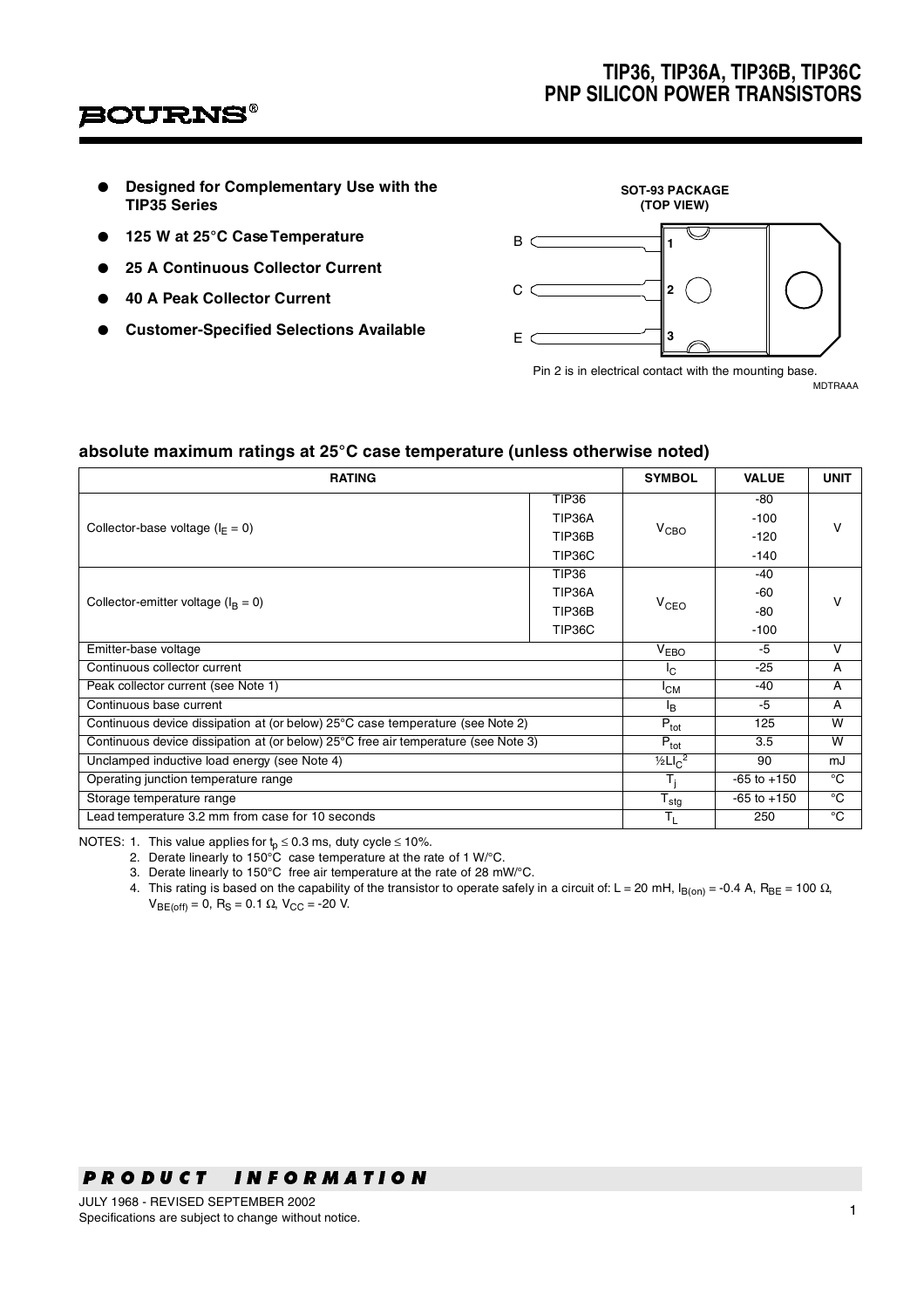# TIP36, TIP36A, TIP36B, TIP36C
## PNP SILICON POWER TRANSISTORS

BOURNS®

- **Designed for Complementary Use with the TIP35 Series**
- **125 W at 25°C Case Temperature**
- **25 A Continuous Collector Current**
- **40 A Peak Collector Current**
- **Customer-Specified Selections Available**

**SOT-93 PACKAGE (TOP VIEW)**

B 1
C 2
E 3

Pin 2 is in electrical contact with the mounting base.

MDTRAAA

### absolute maximum ratings at 25°C case temperature (unless otherwise noted)

| RATING | | SYMBOL | VALUE | UNIT |
|---|---|---|---|---|
| Collector-base voltage ($I_E$ = 0) | TIP36 | $V_{CBO}$ | -80 | V |
| | TIP36A | | -100 | |
| | TIP36B | | -120 | |
| | TIP36C | | -140 | |
| Collector-emitter voltage ($I_B$ = 0) | TIP36 | $V_{CEO}$ | -40 | V |
| | TIP36A | | -60 | |
| | TIP36B | | -80 | |
| | TIP36C | | -100 | |
| Emitter-base voltage | | $V_{EBO}$ | -5 | V |
| Continuous collector current | | $I_C$ | -25 | A |
| Peak collector current (see Note 1) | | $I_{CM}$ | -40 | A |
| Continuous base current | | $I_B$ | -5 | A |
| Continuous device dissipation at (or below) 25°C case temperature (see Note 2) | | $P_{tot}$ | 125 | W |
| Continuous device dissipation at (or below) 25°C free air temperature (see Note 3) | | $P_{tot}$ | 3.5 | W |
| Unclamped inductive load energy (see Note 4) | | $½LI_C^2$ | 90 | mJ |
| Operating junction temperature range | | $T_j$ | -65 to +150 | °C |
| Storage temperature range | | $T_{stg}$ | -65 to +150 | °C |
| Lead temperature 3.2 mm from case for 10 seconds | | $T_L$ | 250 | °C |

NOTES:
1. This value applies for $t_p \leq 0.3$ ms, duty cycle ≤ 10%.
2. Derate linearly to 150°C case temperature at the rate of 1 W/°C.
3. Derate linearly to 150°C free air temperature at the rate of 28 mW/°C.
4. This rating is based on the capability of the transistor to operate safely in a circuit of: L = 20 mH, $I_{B(on)}$ = -0.4 A, $R_{BE}$ = 100 Ω, $V_{BE(off)}$ = 0, $R_S$ = 0.1 Ω, $V_{CC}$ = -20 V.

***PRODUCT INFORMATION***

JULY 1968 - REVISED SEPTEMBER 2002
Specifications are subject to change without notice.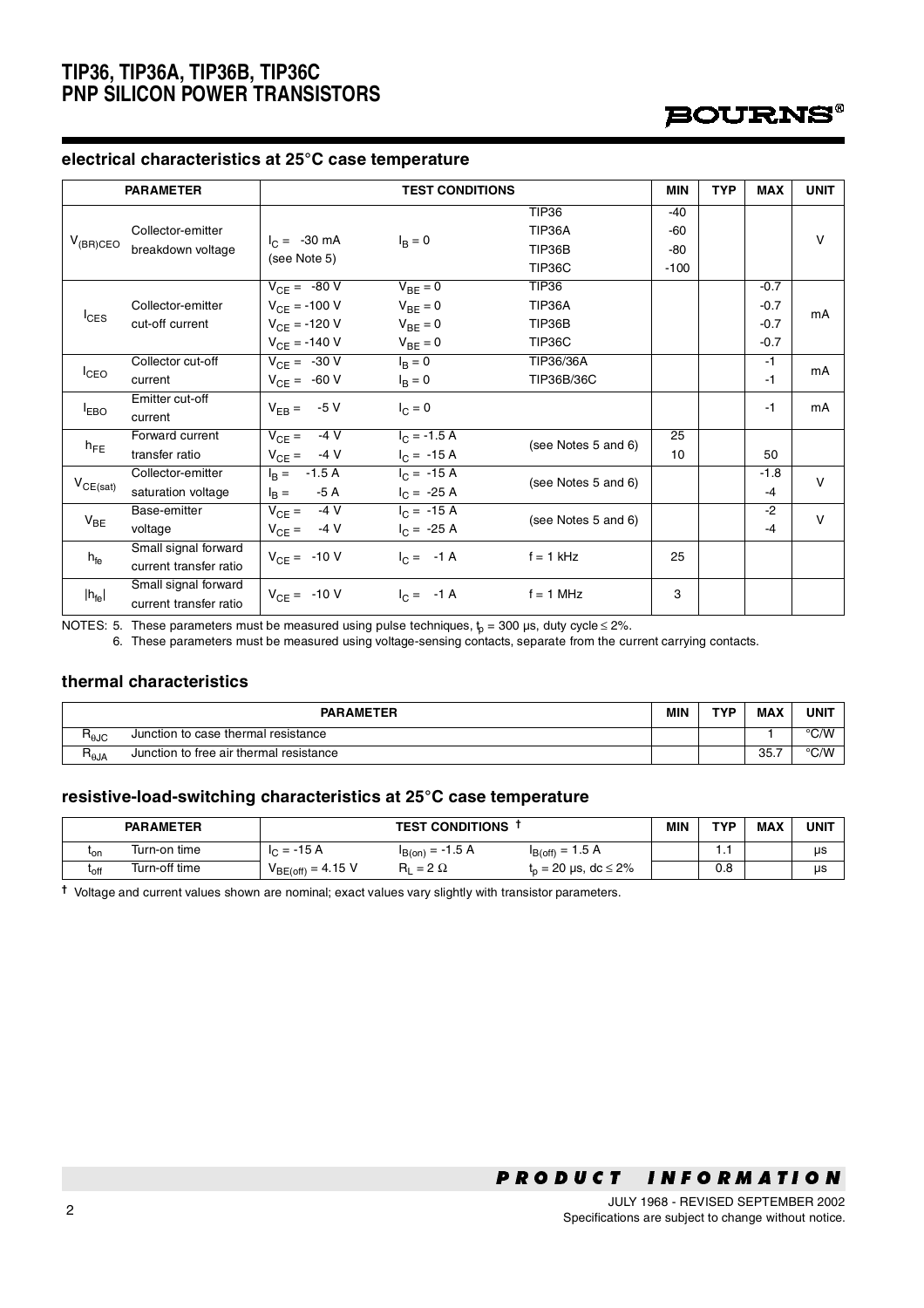### electrical characteristics at 25°C case temperature

| PARAMETER | | TEST CONDITIONS | | | MIN | TYP | MAX | UNIT |
|---|---|---|---|---|---|---|---|---|
| $V_{(BR)CEO}$ | Collector-emitter breakdown voltage | $I_C$ = -30 mA (see Note 5) | $I_B = 0$ | TIP36<br>TIP36A<br>TIP36B<br>TIP36C | -40<br>-60<br>-80<br>-100 | | | V |
| $I_{CES}$ | Collector-emitter cut-off current | $V_{CE}$ = -80 V<br>$V_{CE}$ = -100 V<br>$V_{CE}$ = -120 V<br>$V_{CE}$ = -140 V | $V_{BE} = 0$<br>$V_{BE} = 0$<br>$V_{BE} = 0$<br>$V_{BE} = 0$ | TIP36<br>TIP36A<br>TIP36B<br>TIP36C | | | -0.7<br>-0.7<br>-0.7<br>-0.7 | mA |
| $I_{CEO}$ | Collector cut-off current | $V_{CE}$ = -30 V<br>$V_{CE}$ = -60 V | $I_B = 0$<br>$I_B = 0$ | TIP36/36A<br>TIP36B/36C | | | -1<br>-1 | mA |
| $I_{EBO}$ | Emitter cut-off current | $V_{EB}$ = -5 V | $I_C = 0$ | | | | -1 | mA |
| $h_{FE}$ | Forward current transfer ratio | $V_{CE}$ = -4 V<br>$V_{CE}$ = -4 V | $I_C$ = -1.5 A<br>$I_C$ = -15 A | (see Notes 5 and 6) | 25<br>10 | | <br>50 | |
| $V_{CE(sat)}$ | Collector-emitter saturation voltage | $I_B$ = -1.5 A<br>$I_B$ = -5 A | $I_C$ = -15 A<br>$I_C$ = -25 A | (see Notes 5 and 6) | | | -1.8<br>-4 | V |
| $V_{BE}$ | Base-emitter voltage | $V_{CE}$ = -4 V<br>$V_{CE}$ = -4 V | $I_C$ = -15 A<br>$I_C$ = -25 A | (see Notes 5 and 6) | | | -2<br>-4 | V |
| $h_{fe}$ | Small signal forward current transfer ratio | $V_{CE}$ = -10 V | $I_C$ = -1 A | f = 1 kHz | 25 | | | |
| $\|h_{fe}\|$ | Small signal forward current transfer ratio | $V_{CE}$ = -10 V | $I_C$ = -1 A | f = 1 MHz | 3 | | | |

NOTES: 5. These parameters must be measured using pulse techniques, $t_p$ = 300 µs, duty cycle ≤ 2%.

6. These parameters must be measured using voltage-sensing contacts, separate from the current carrying contacts.

### thermal characteristics

| PARAMETER | | MIN | TYP | MAX | UNIT |
|---|---|---|---|---|---|
| $R_{\theta JC}$ | Junction to case thermal resistance | | | 1 | °C/W |
| $R_{\theta JA}$ | Junction to free air thermal resistance | | | 35.7 | °C/W |

### resistive-load-switching characteristics at 25°C case temperature

| PARAMETER | | TEST CONDITIONS † | | | MIN | TYP | MAX | UNIT |
|---|---|---|---|---|---|---|---|---|
| $t_{on}$ | Turn-on time | $I_C$ = -15 A | $I_{B(on)}$ = -1.5 A | $I_{B(off)}$ = 1.5 A | | 1.1 | | µs |
| $t_{off}$ | Turn-off time | $V_{BE(off)}$ = 4.15 V | $R_L$ = 2 Ω | $t_p$ = 20 µs, dc ≤ 2% | | 0.8 | | µs |

† Voltage and current values shown are nominal; exact values vary slightly with transistor parameters.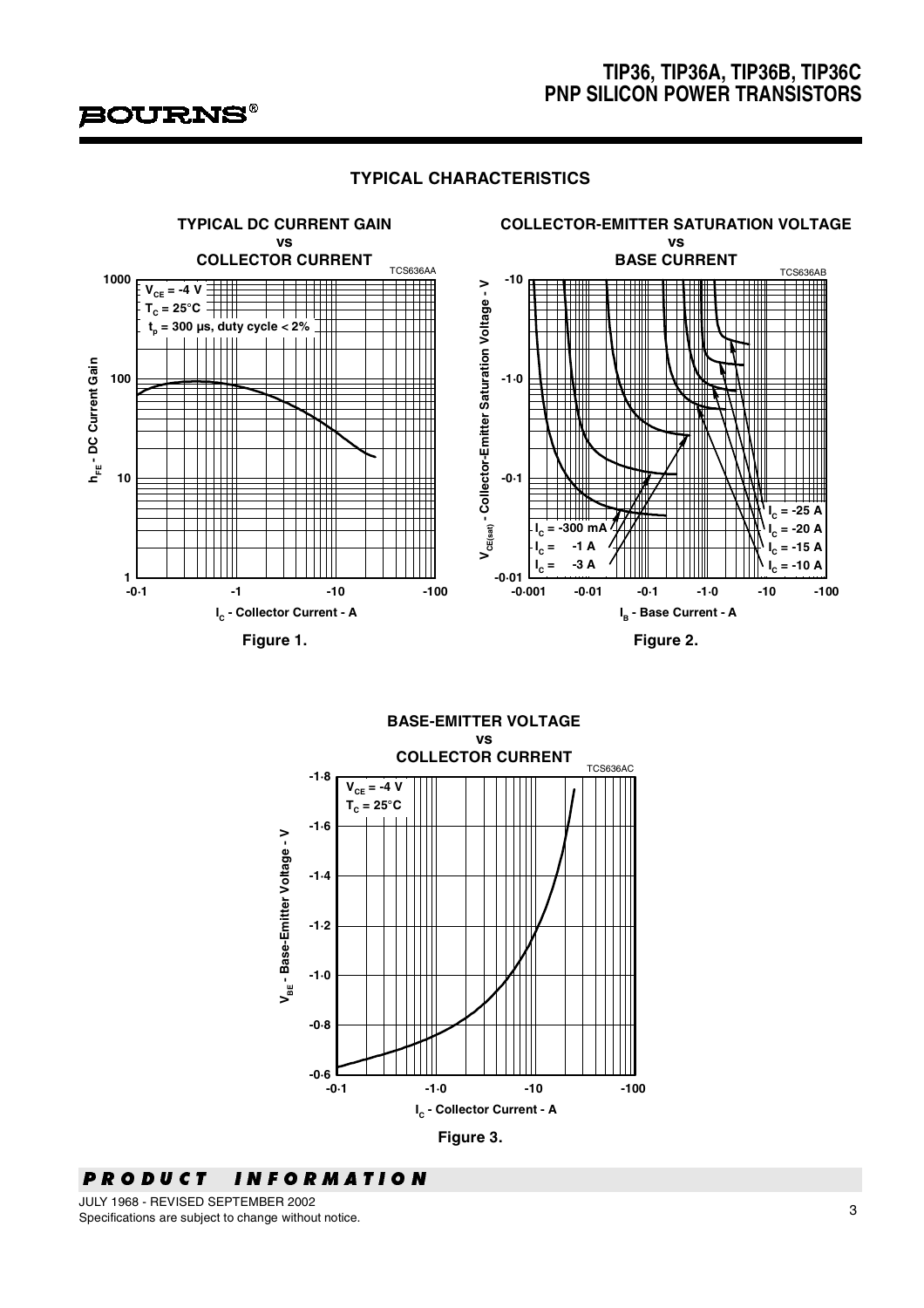## TYPICAL CHARACTERISTICS

**TYPICAL DC CURRENT GAIN vs COLLECTOR CURRENT**

TCS636AA

$V_{CE}$ = -4 V
$T_C$ = 25°C
$t_p$ = 300 µs, duty cycle < 2%

$h_{FE}$ - DC Current Gain

$I_C$ - Collector Current - A

**Figure 1.**

**COLLECTOR-EMITTER SATURATION VOLTAGE vs BASE CURRENT**

TCS636AB

$I_C$ = -300 mA
$I_C$ = -1 A
$I_C$ = -3 A
$I_C$ = -25 A
$I_C$ = -20 A
$I_C$ = -15 A
$I_C$ = -10 A

$V_{CE(sat)}$ - Collector-Emitter Saturation Voltage - V

$I_B$ - Base Current - A

**Figure 2.**

**BASE-EMITTER VOLTAGE vs COLLECTOR CURRENT**

TCS636AC

$V_{CE}$ = -4 V
$T_C$ = 25°C

$V_{BE}$ - Base-Emitter Voltage - V

$I_C$ - Collector Current - A

**Figure 3.**

***PRODUCT INFORMATION***

JULY 1968 - REVISED SEPTEMBER 2002
Specifications are subject to change without notice.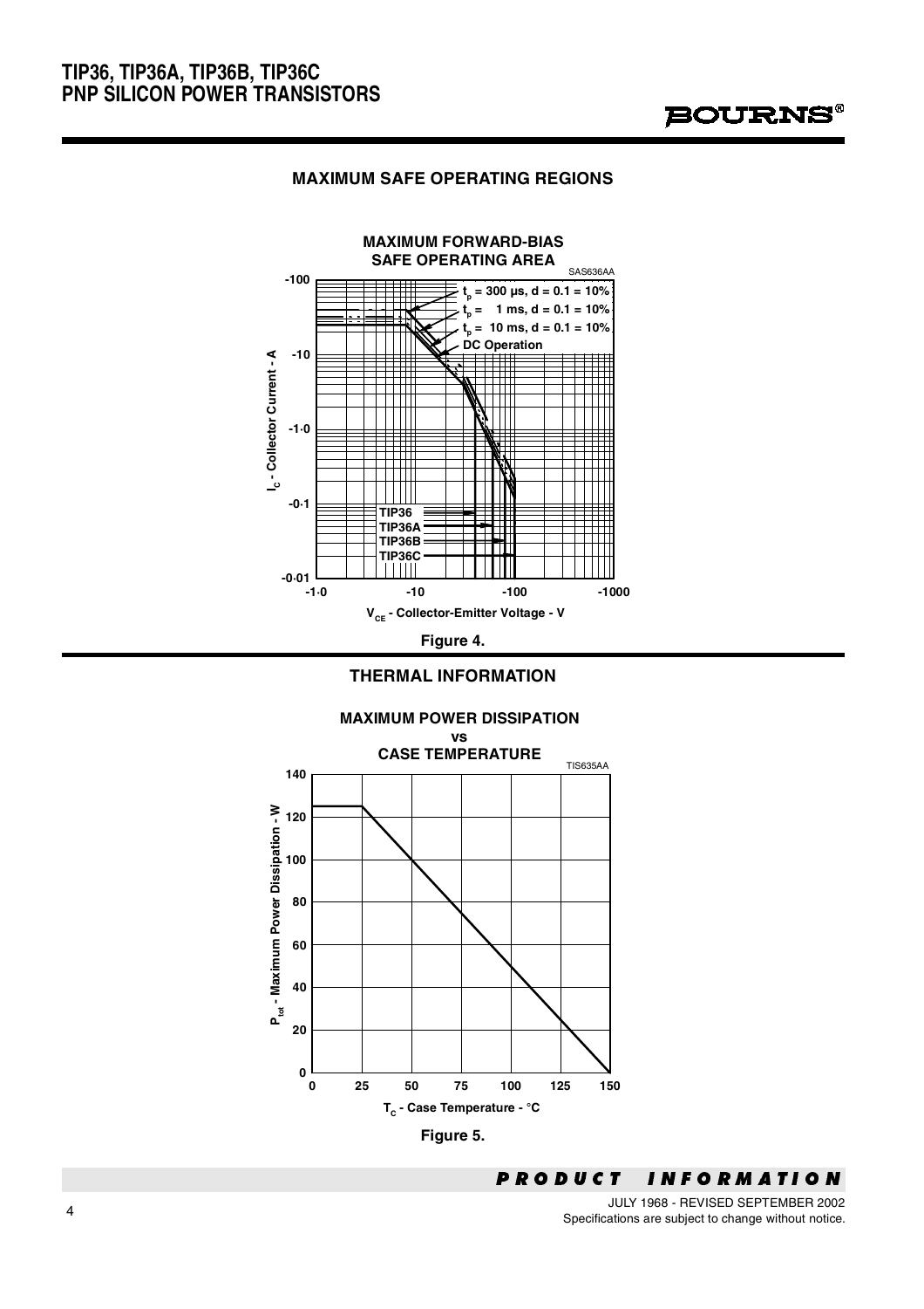## MAXIMUM SAFE OPERATING REGIONS

**MAXIMUM FORWARD-BIAS SAFE OPERATING AREA**

SAS636AA

$t_p$ = 300 µs, d = 0.1 = 10%
$t_p$ = 1 ms, d = 0.1 = 10%
$t_p$ = 10 ms, d = 0.1 = 10%
DC Operation

TIP36
TIP36A
TIP36B
TIP36C

$I_C$ - Collector Current - A

$V_{CE}$ - Collector-Emitter Voltage - V

Figure 4.

## THERMAL INFORMATION

**MAXIMUM POWER DISSIPATION vs CASE TEMPERATURE**

TIS635AA

$P_{tot}$ - Maximum Power Dissipation - W

$T_C$ - Case Temperature - °C

Figure 5.

***PRODUCT INFORMATION***

JULY 1968 - REVISED SEPTEMBER 2002
Specifications are subject to change without notice.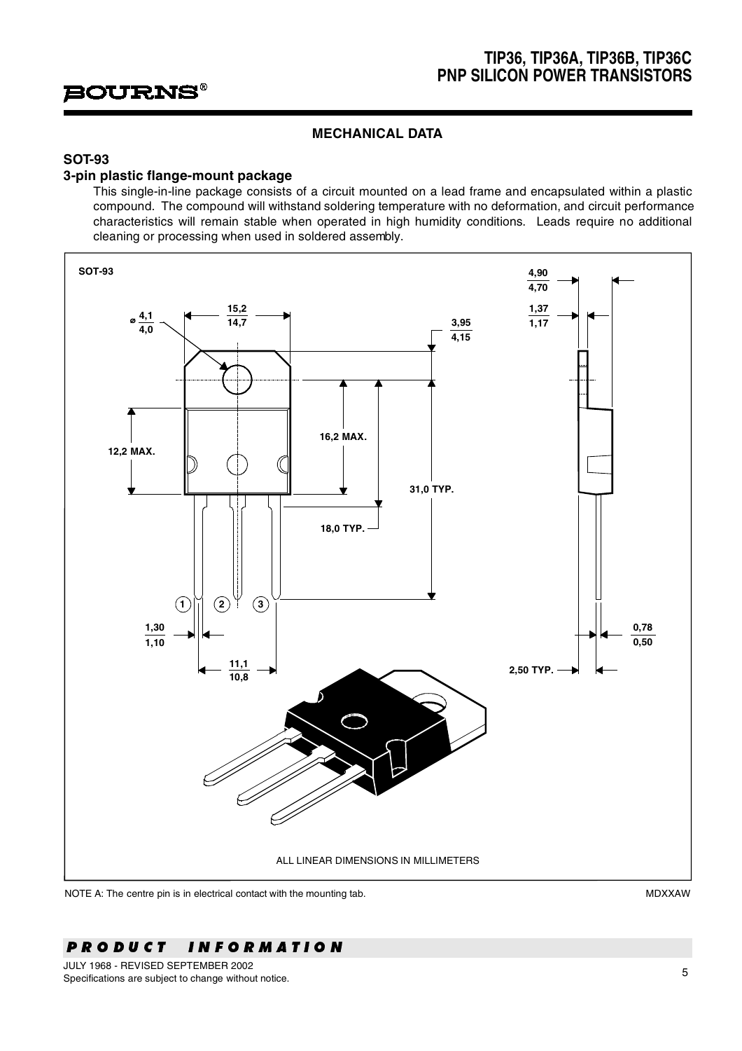## MECHANICAL DATA

### SOT-93

#### 3-pin plastic flange-mount package

This single-in-line package consists of a circuit mounted on a lead frame and encapsulated within a plastic compound. The compound will withstand soldering temperature with no deformation, and circuit performance characteristics will remain stable when operated in high humidity conditions. Leads require no additional cleaning or processing when used in soldered assembly.

SOT-93

ø 4,1 / 4,0

15,2 / 14,7

3,95 / 4,15

4,90 / 4,70

1,37 / 1,17

12,2 MAX.

16,2 MAX.

31,0 TYP.

18,0 TYP.

1 2 3

1,30 / 1,10

11,1 / 10,8

0,78 / 0,50

2,50 TYP.

ALL LINEAR DIMENSIONS IN MILLIMETERS

NOTE A: The centre pin is in electrical contact with the mounting tab.

MDXXAW